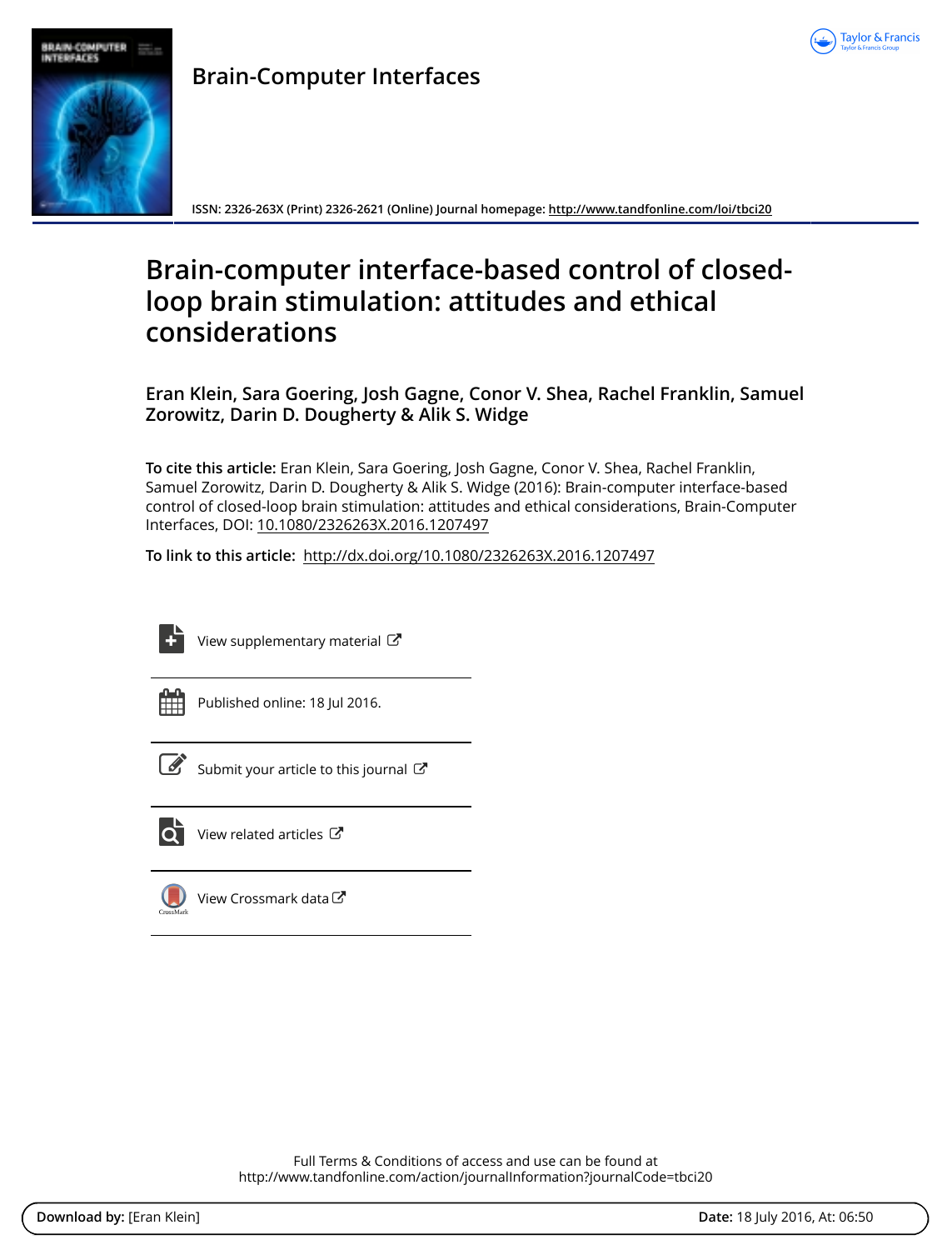# Brain-Computer Interfaces

ISSN: 2326-263X (Print) 2326-2621 (Online) Journal homepage: http://www.tandfonline.com/loi/tbci20

## Brain-computer interface-based control of closed-loop brain stimulation: attitudes and ethical considerations

**Eran Klein, Sara Goering, Josh Gagne, Conor V. Shea, Rachel Franklin, Samuel Zorowitz, Darin D. Dougherty & Alik S. Widge**

**To cite this article:** Eran Klein, Sara Goering, Josh Gagne, Conor V. Shea, Rachel Franklin, Samuel Zorowitz, Darin D. Dougherty & Alik S. Widge (2016): Brain-computer interface-based control of closed-loop brain stimulation: attitudes and ethical considerations, Brain-Computer Interfaces, DOI: 10.1080/2326263X.2016.1207497

**To link to this article:** http://dx.doi.org/10.1080/2326263X.2016.1207497

View supplementary material

Published online: 18 Jul 2016.

Submit your article to this journal

View related articles

View Crossmark data

Full Terms & Conditions of access and use can be found at
http://www.tandfonline.com/action/journalInformation?journalCode=tbci20

**Download by:** [Eran Klein] **Date:** 18 July 2016, At: 06:50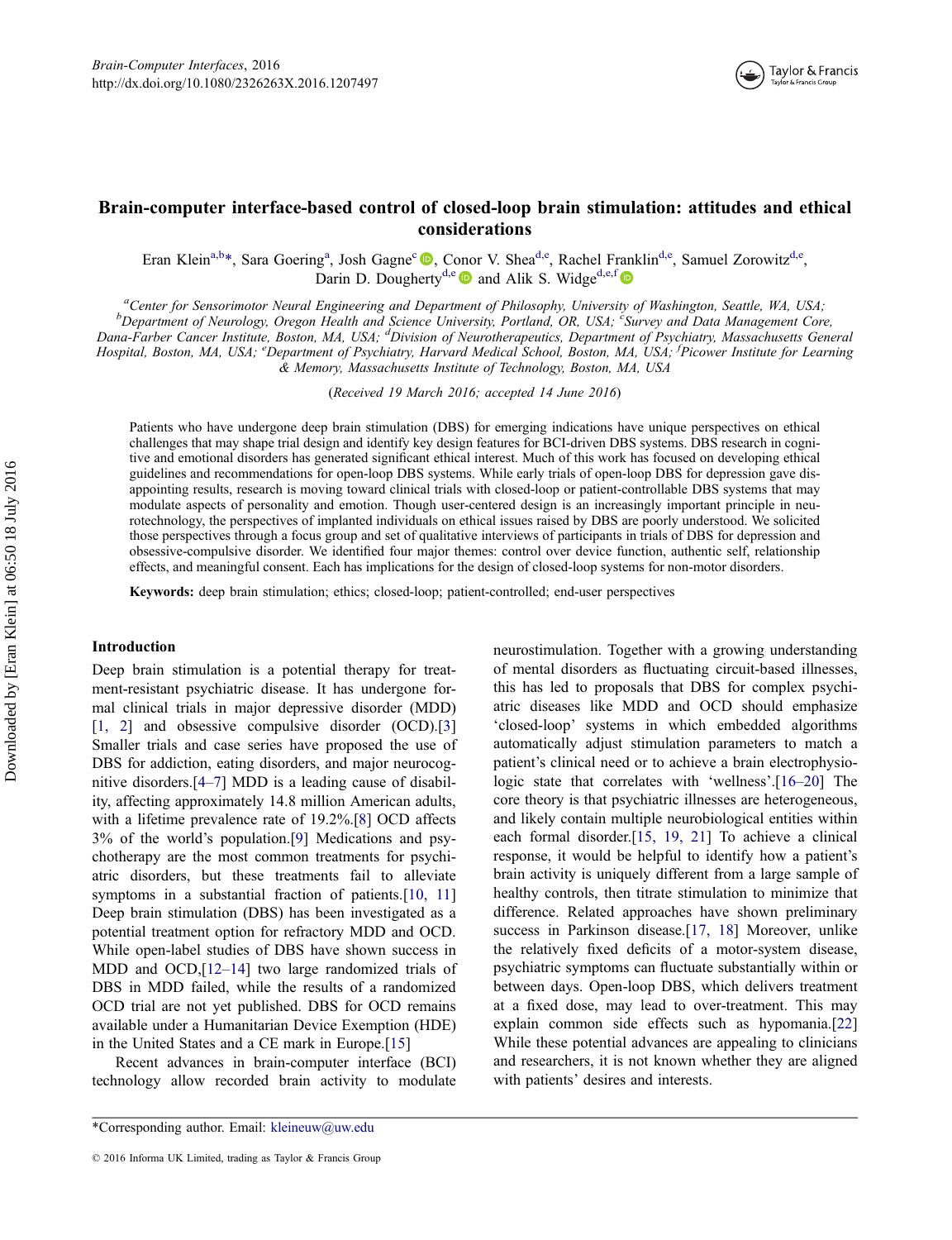# Brain-computer interface-based control of closed-loop brain stimulation: attitudes and ethical considerations

Eran Klein[a,b]*, Sara Goering[a], Josh Gagne[c], Conor V. Shea[d,e], Rachel Franklin[d,e], Samuel Zorowitz[d,e], Darin D. Dougherty[d,e] and Alik S. Widge[d,e,f]

[a]Center for Sensorimotor Neural Engineering and Department of Philosophy, University of Washington, Seattle, WA, USA; [b]Department of Neurology, Oregon Health and Science University, Portland, OR, USA; [c]Survey and Data Management Core, Dana-Farber Cancer Institute, Boston, MA, USA; [d]Division of Neurotherapeutics, Department of Psychiatry, Massachusetts General Hospital, Boston, MA, USA; [e]Department of Psychiatry, Harvard Medical School, Boston, MA, USA; [f]Picower Institute for Learning & Memory, Massachusetts Institute of Technology, Boston, MA, USA

(*Received 19 March 2016; accepted 14 June 2016*)

Patients who have undergone deep brain stimulation (DBS) for emerging indications have unique perspectives on ethical challenges that may shape trial design and identify key design features for BCI-driven DBS systems. DBS research in cognitive and emotional disorders has generated significant ethical interest. Much of this work has focused on developing ethical guidelines and recommendations for open-loop DBS systems. While early trials of open-loop DBS for depression gave disappointing results, research is moving toward clinical trials with closed-loop or patient-controllable DBS systems that may modulate aspects of personality and emotion. Though user-centered design is an increasingly important principle in neurotechnology, the perspectives of implanted individuals on ethical issues raised by DBS are poorly understood. We solicited those perspectives through a focus group and set of qualitative interviews of participants in trials of DBS for depression and obsessive-compulsive disorder. We identified four major themes: control over device function, authentic self, relationship effects, and meaningful consent. Each has implications for the design of closed-loop systems for non-motor disorders.

**Keywords:** deep brain stimulation; ethics; closed-loop; patient-controlled; end-user perspectives

## Introduction

Deep brain stimulation is a potential therapy for treatment-resistant psychiatric disease. It has undergone formal clinical trials in major depressive disorder (MDD) [1, 2] and obsessive compulsive disorder (OCD).[3] Smaller trials and case series have proposed the use of DBS for addiction, eating disorders, and major neurocognitive disorders.[4–7] MDD is a leading cause of disability, affecting approximately 14.8 million American adults, with a lifetime prevalence rate of 19.2%.[8] OCD affects 3% of the world's population.[9] Medications and psychotherapy are the most common treatments for psychiatric disorders, but these treatments fail to alleviate symptoms in a substantial fraction of patients.[10, 11] Deep brain stimulation (DBS) has been investigated as a potential treatment option for refractory MDD and OCD. While open-label studies of DBS have shown success in MDD and OCD,[12–14] two large randomized trials of DBS in MDD failed, while the results of a randomized OCD trial are not yet published. DBS for OCD remains available under a Humanitarian Device Exemption (HDE) in the United States and a CE mark in Europe.[15]

Recent advances in brain-computer interface (BCI) technology allow recorded brain activity to modulate neurostimulation. Together with a growing understanding of mental disorders as fluctuating circuit-based illnesses, this has led to proposals that DBS for complex psychiatric diseases like MDD and OCD should emphasize 'closed-loop' systems in which embedded algorithms automatically adjust stimulation parameters to match a patient's clinical need or to achieve a brain electrophysiologic state that correlates with 'wellness'.[16–20] The core theory is that psychiatric illnesses are heterogeneous, and likely contain multiple neurobiological entities within each formal disorder.[15, 19, 21] To achieve a clinical response, it would be helpful to identify how a patient's brain activity is uniquely different from a large sample of healthy controls, then titrate stimulation to minimize that difference. Related approaches have shown preliminary success in Parkinson disease.[17, 18] Moreover, unlike the relatively fixed deficits of a motor-system disease, psychiatric symptoms can fluctuate substantially within or between days. Open-loop DBS, which delivers treatment at a fixed dose, may lead to over-treatment. This may explain common side effects such as hypomania.[22] While these potential advances are appealing to clinicians and researchers, it is not known whether they are aligned with patients' desires and interests.

*Corresponding author. Email: kleineuw@uw.edu

© 2016 Informa UK Limited, trading as Taylor & Francis Group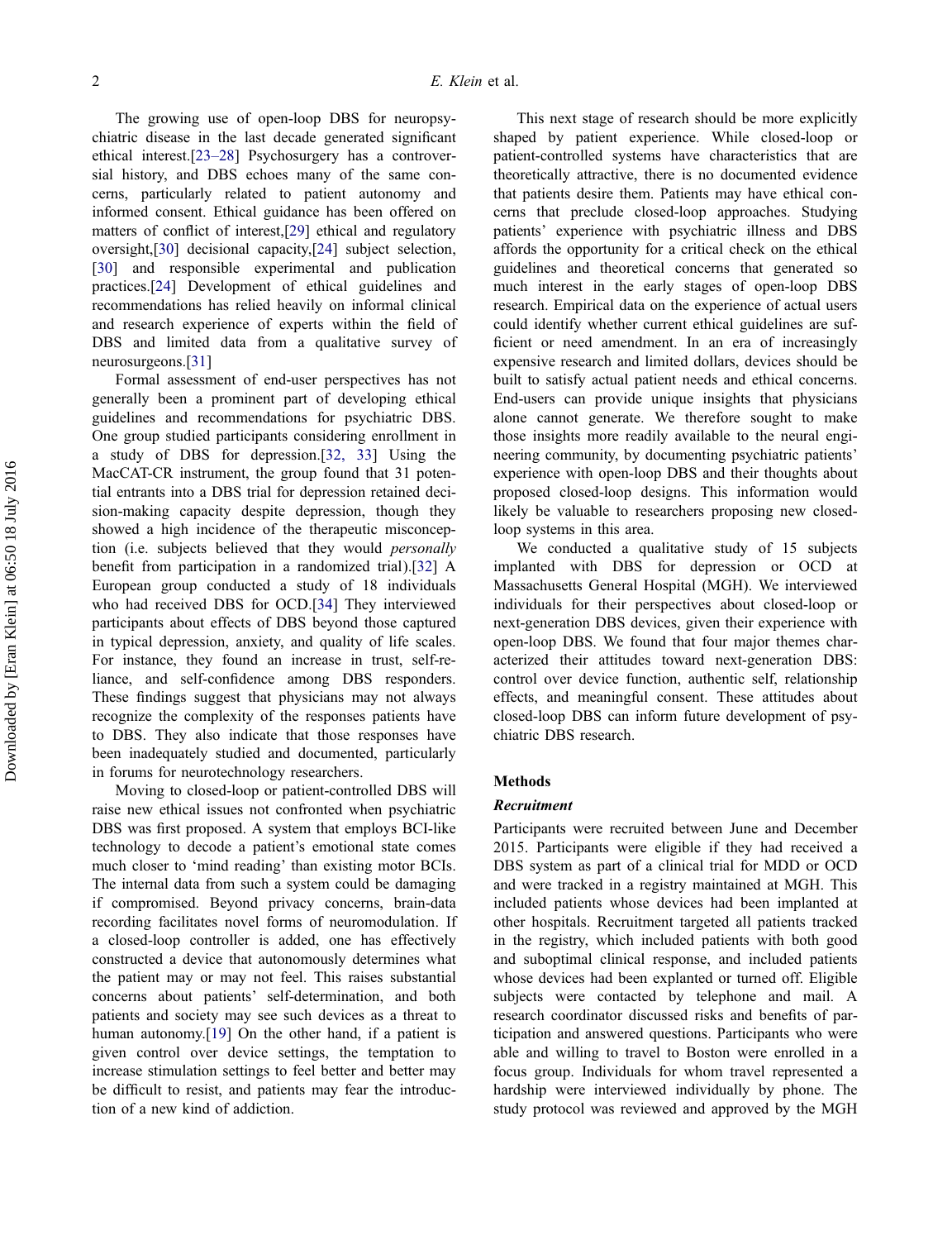The growing use of open-loop DBS for neuropsychiatric disease in the last decade generated significant ethical interest.[23–28] Psychosurgery has a controversial history, and DBS echoes many of the same concerns, particularly related to patient autonomy and informed consent. Ethical guidance has been offered on matters of conflict of interest,[29] ethical and regulatory oversight,[30] decisional capacity,[24] subject selection,[30] and responsible experimental and publication practices.[24] Development of ethical guidelines and recommendations has relied heavily on informal clinical and research experience of experts within the field of DBS and limited data from a qualitative survey of neurosurgeons.[31]

Formal assessment of end-user perspectives has not generally been a prominent part of developing ethical guidelines and recommendations for psychiatric DBS. One group studied participants considering enrollment in a study of DBS for depression.[32, 33] Using the MacCAT-CR instrument, the group found that 31 potential entrants into a DBS trial for depression retained decision-making capacity despite depression, though they showed a high incidence of the therapeutic misconception (i.e. subjects believed that they would *personally* benefit from participation in a randomized trial).[32] A European group conducted a study of 18 individuals who had received DBS for OCD.[34] They interviewed participants about effects of DBS beyond those captured in typical depression, anxiety, and quality of life scales. For instance, they found an increase in trust, self-reliance, and self-confidence among DBS responders. These findings suggest that physicians may not always recognize the complexity of the responses patients have to DBS. They also indicate that those responses have been inadequately studied and documented, particularly in forums for neurotechnology researchers.

Moving to closed-loop or patient-controlled DBS will raise new ethical issues not confronted when psychiatric DBS was first proposed. A system that employs BCI-like technology to decode a patient's emotional state comes much closer to 'mind reading' than existing motor BCIs. The internal data from such a system could be damaging if compromised. Beyond privacy concerns, brain-data recording facilitates novel forms of neuromodulation. If a closed-loop controller is added, one has effectively constructed a device that autonomously determines what the patient may or may not feel. This raises substantial concerns about patients' self-determination, and both patients and society may see such devices as a threat to human autonomy.[19] On the other hand, if a patient is given control over device settings, the temptation to increase stimulation settings to feel better and better may be difficult to resist, and patients may fear the introduction of a new kind of addiction.

This next stage of research should be more explicitly shaped by patient experience. While closed-loop or patient-controlled systems have characteristics that are theoretically attractive, there is no documented evidence that patients desire them. Patients may have ethical concerns that preclude closed-loop approaches. Studying patients' experience with psychiatric illness and DBS affords the opportunity for a critical check on the ethical guidelines and theoretical concerns that generated so much interest in the early stages of open-loop DBS research. Empirical data on the experience of actual users could identify whether current ethical guidelines are sufficient or need amendment. In an era of increasingly expensive research and limited dollars, devices should be built to satisfy actual patient needs and ethical concerns. End-users can provide unique insights that physicians alone cannot generate. We therefore sought to make those insights more readily available to the neural engineering community, by documenting psychiatric patients' experience with open-loop DBS and their thoughts about proposed closed-loop designs. This information would likely be valuable to researchers proposing new closed-loop systems in this area.

We conducted a qualitative study of 15 subjects implanted with DBS for depression or OCD at Massachusetts General Hospital (MGH). We interviewed individuals for their perspectives about closed-loop or next-generation DBS devices, given their experience with open-loop DBS. We found that four major themes characterized their attitudes toward next-generation DBS: control over device function, authentic self, relationship effects, and meaningful consent. These attitudes about closed-loop DBS can inform future development of psychiatric DBS research.

## Methods

### *Recruitment*

Participants were recruited between June and December 2015. Participants were eligible if they had received a DBS system as part of a clinical trial for MDD or OCD and were tracked in a registry maintained at MGH. This included patients whose devices had been implanted at other hospitals. Recruitment targeted all patients tracked in the registry, which included patients with both good and suboptimal clinical response, and included patients whose devices had been explanted or turned off. Eligible subjects were contacted by telephone and mail. A research coordinator discussed risks and benefits of participation and answered questions. Participants who were able and willing to travel to Boston were enrolled in a focus group. Individuals for whom travel represented a hardship were interviewed individually by phone. The study protocol was reviewed and approved by the MGH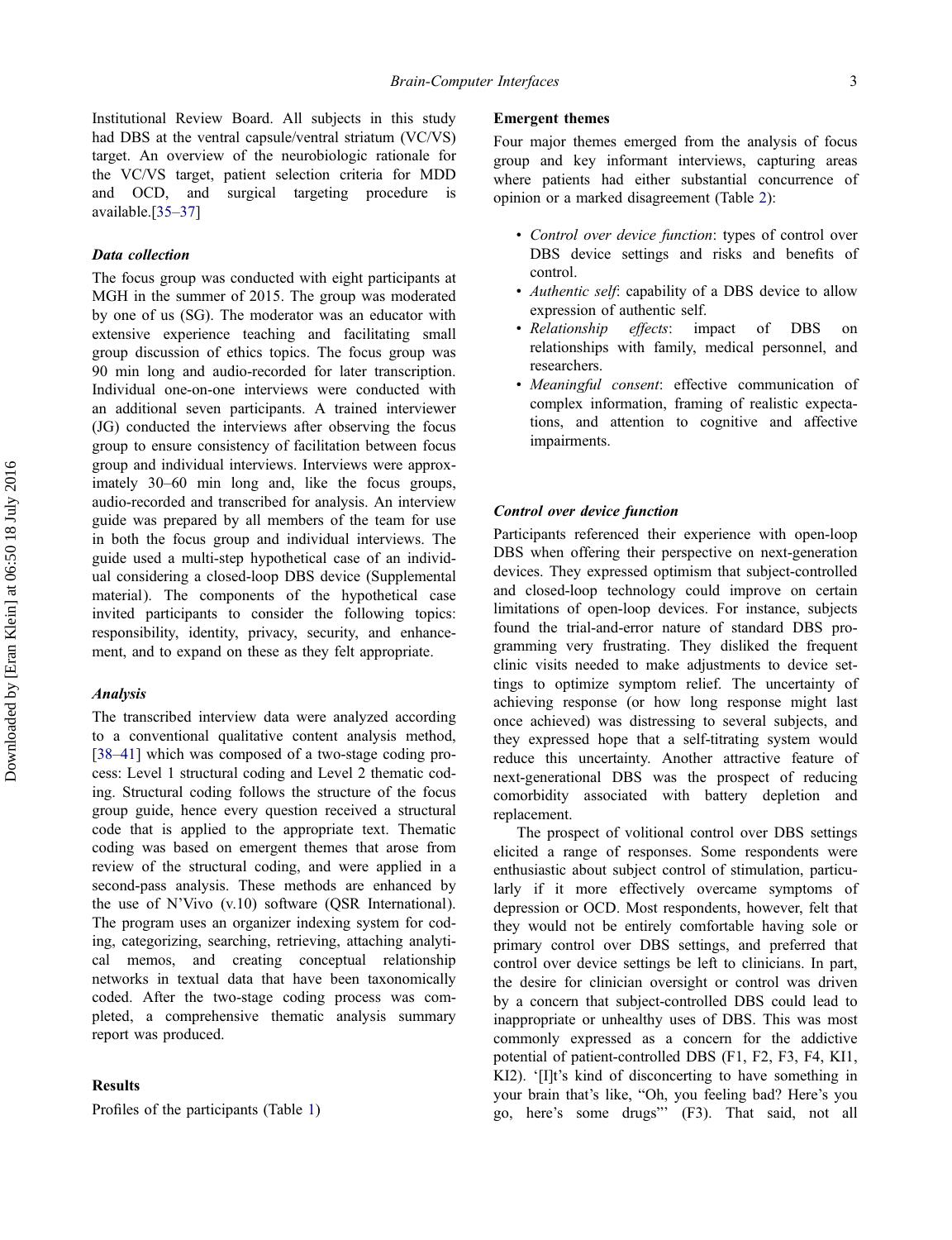Institutional Review Board. All subjects in this study had DBS at the ventral capsule/ventral striatum (VC/VS) target. An overview of the neurobiologic rationale for the VC/VS target, patient selection criteria for MDD and OCD, and surgical targeting procedure is available.[35–37]

### *Data collection*

The focus group was conducted with eight participants at MGH in the summer of 2015. The group was moderated by one of us (SG). The moderator was an educator with extensive experience teaching and facilitating small group discussion of ethics topics. The focus group was 90 min long and audio-recorded for later transcription. Individual one-on-one interviews were conducted with an additional seven participants. A trained interviewer (JG) conducted the interviews after observing the focus group to ensure consistency of facilitation between focus group and individual interviews. Interviews were approximately 30–60 min long and, like the focus groups, audio-recorded and transcribed for analysis. An interview guide was prepared by all members of the team for use in both the focus group and individual interviews. The guide used a multi-step hypothetical case of an individual considering a closed-loop DBS device (Supplemental material). The components of the hypothetical case invited participants to consider the following topics: responsibility, identity, privacy, security, and enhancement, and to expand on these as they felt appropriate.

### *Analysis*

The transcribed interview data were analyzed according to a conventional qualitative content analysis method, [38–41] which was composed of a two-stage coding process: Level 1 structural coding and Level 2 thematic coding. Structural coding follows the structure of the focus group guide, hence every question received a structural code that is applied to the appropriate text. Thematic coding was based on emergent themes that arose from review of the structural coding, and were applied in a second-pass analysis. These methods are enhanced by the use of N'Vivo (v.10) software (QSR International). The program uses an organizer indexing system for coding, categorizing, searching, retrieving, attaching analytical memos, and creating conceptual relationship networks in textual data that have been taxonomically coded. After the two-stage coding process was completed, a comprehensive thematic analysis summary report was produced.

## Results

Profiles of the participants (Table 1)

### Emergent themes

Four major themes emerged from the analysis of focus group and key informant interviews, capturing areas where patients had either substantial concurrence of opinion or a marked disagreement (Table 2):

- *Control over device function*: types of control over DBS device settings and risks and benefits of control.
- *Authentic self*: capability of a DBS device to allow expression of authentic self.
- *Relationship effects*: impact of DBS on relationships with family, medical personnel, and researchers.
- *Meaningful consent*: effective communication of complex information, framing of realistic expectations, and attention to cognitive and affective impairments.

### *Control over device function*

Participants referenced their experience with open-loop DBS when offering their perspective on next-generation devices. They expressed optimism that subject-controlled and closed-loop technology could improve on certain limitations of open-loop devices. For instance, subjects found the trial-and-error nature of standard DBS programming very frustrating. They disliked the frequent clinic visits needed to make adjustments to device settings to optimize symptom relief. The uncertainty of achieving response (or how long response might last once achieved) was distressing to several subjects, and they expressed hope that a self-titrating system would reduce this uncertainty. Another attractive feature of next-generational DBS was the prospect of reducing comorbidity associated with battery depletion and replacement.

The prospect of volitional control over DBS settings elicited a range of responses. Some respondents were enthusiastic about subject control of stimulation, particularly if it more effectively overcame symptoms of depression or OCD. Most respondents, however, felt that they would not be entirely comfortable having sole or primary control over DBS settings, and preferred that control over device settings be left to clinicians. In part, the desire for clinician oversight or control was driven by a concern that subject-controlled DBS could lead to inappropriate or unhealthy uses of DBS. This was most commonly expressed as a concern for the addictive potential of patient-controlled DBS (F1, F2, F3, F4, KI1, KI2). '[I]t's kind of disconcerting to have something in your brain that's like, "Oh, you feeling bad? Here's you go, here's some drugs"' (F3). That said, not all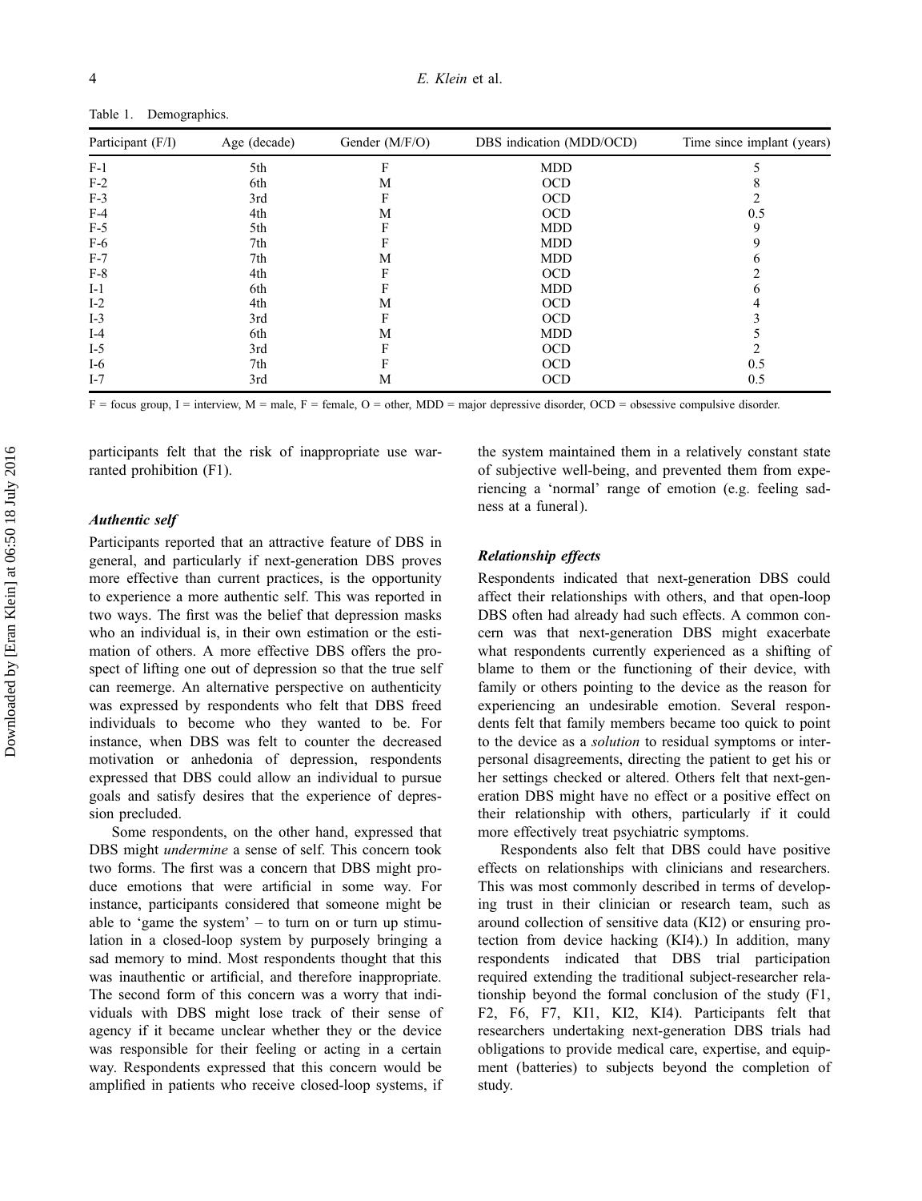Table 1. Demographics.

| Participant (F/I) | Age (decade) | Gender (M/F/O) | DBS indication (MDD/OCD) | Time since implant (years) |
|---|---|---|---|---|
| F-1 | 5th | F | MDD | 5 |
| F-2 | 6th | M | OCD | 8 |
| F-3 | 3rd | F | OCD | 2 |
| F-4 | 4th | M | OCD | 0.5 |
| F-5 | 5th | F | MDD | 9 |
| F-6 | 7th | F | MDD | 9 |
| F-7 | 7th | M | MDD | 6 |
| F-8 | 4th | F | OCD | 2 |
| I-1 | 6th | F | MDD | 6 |
| I-2 | 4th | M | OCD | 4 |
| I-3 | 3rd | F | OCD | 3 |
| I-4 | 6th | M | MDD | 5 |
| I-5 | 3rd | F | OCD | 2 |
| I-6 | 7th | F | OCD | 0.5 |
| I-7 | 3rd | M | OCD | 0.5 |

F = focus group, I = interview, M = male, F = female, O = other, MDD = major depressive disorder, OCD = obsessive compulsive disorder.

participants felt that the risk of inappropriate use warranted prohibition (F1).

### *Authentic self*

Participants reported that an attractive feature of DBS in general, and particularly if next-generation DBS proves more effective than current practices, is the opportunity to experience a more authentic self. This was reported in two ways. The first was the belief that depression masks who an individual is, in their own estimation or the estimation of others. A more effective DBS offers the prospect of lifting one out of depression so that the true self can reemerge. An alternative perspective on authenticity was expressed by respondents who felt that DBS freed individuals to become who they wanted to be. For instance, when DBS was felt to counter the decreased motivation or anhedonia of depression, respondents expressed that DBS could allow an individual to pursue goals and satisfy desires that the experience of depression precluded.

Some respondents, on the other hand, expressed that DBS might *undermine* a sense of self. This concern took two forms. The first was a concern that DBS might produce emotions that were artificial in some way. For instance, participants considered that someone might be able to 'game the system' – to turn on or turn up stimulation in a closed-loop system by purposely bringing a sad memory to mind. Most respondents thought that this was inauthentic or artificial, and therefore inappropriate. The second form of this concern was a worry that individuals with DBS might lose track of their sense of agency if it became unclear whether they or the device was responsible for their feeling or acting in a certain way. Respondents expressed that this concern would be amplified in patients who receive closed-loop systems, if the system maintained them in a relatively constant state of subjective well-being, and prevented them from experiencing a 'normal' range of emotion (e.g. feeling sadness at a funeral).

### *Relationship effects*

Respondents indicated that next-generation DBS could affect their relationships with others, and that open-loop DBS often had already had such effects. A common concern was that next-generation DBS might exacerbate what respondents currently experienced as a shifting of blame to them or the functioning of their device, with family or others pointing to the device as the reason for experiencing an undesirable emotion. Several respondents felt that family members became too quick to point to the device as a *solution* to residual symptoms or interpersonal disagreements, directing the patient to get his or her settings checked or altered. Others felt that next-generation DBS might have no effect or a positive effect on their relationship with others, particularly if it could more effectively treat psychiatric symptoms.

Respondents also felt that DBS could have positive effects on relationships with clinicians and researchers. This was most commonly described in terms of developing trust in their clinician or research team, such as around collection of sensitive data (KI2) or ensuring protection from device hacking (KI4).) In addition, many respondents indicated that DBS trial participation required extending the traditional subject-researcher relationship beyond the formal conclusion of the study (F1, F2, F6, F7, KI1, KI2, KI4). Participants felt that researchers undertaking next-generation DBS trials had obligations to provide medical care, expertise, and equipment (batteries) to subjects beyond the completion of study.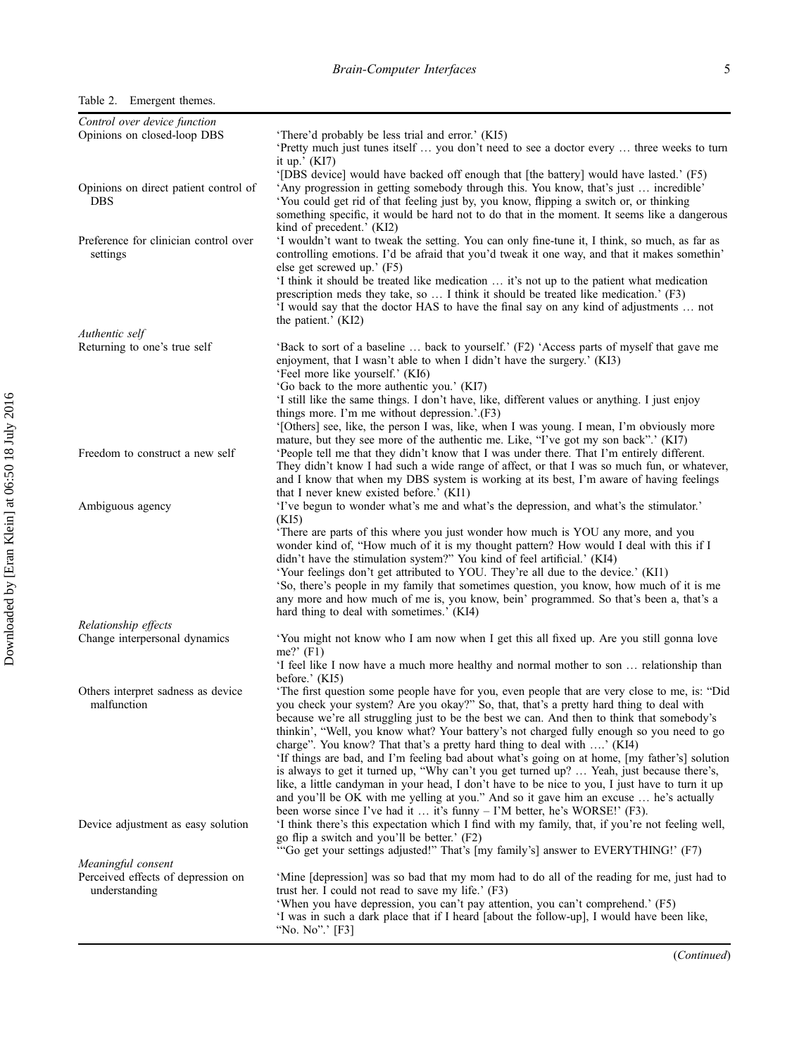Table 2. Emergent themes.

| | |
|---|---|
| *Control over device function* | |
| Opinions on closed-loop DBS | 'There'd probably be less trial and error.' (KI5)<br>'Pretty much just tunes itself … you don't need to see a doctor every … three weeks to turn it up.' (KI7)<br>'[DBS device] would have backed off enough that [the battery] would have lasted.' (F5) |
| Opinions on direct patient control of DBS | 'Any progression in getting somebody through this. You know, that's just … incredible'<br>'You could get rid of that feeling just by, you know, flipping a switch or, or thinking something specific, it would be hard not to do that in the moment. It seems like a dangerous kind of precedent.' (KI2) |
| Preference for clinician control over settings | 'I wouldn't want to tweak the setting. You can only fine-tune it, I think, so much, as far as controlling emotions. I'd be afraid that you'd tweak it one way, and that it makes somethin' else get screwed up.' (F5)<br>'I think it should be treated like medication … it's not up to the patient what medication prescription meds they take, so … I think it should be treated like medication.' (F3)<br>'I would say that the doctor HAS to have the final say on any kind of adjustments … not the patient.' (KI2) |
| *Authentic self* | |
| Returning to one's true self | 'Back to sort of a baseline … back to yourself.' (F2) 'Access parts of myself that gave me enjoyment, that I wasn't able to when I didn't have the surgery.' (KI3)<br>'Feel more like yourself.' (KI6)<br>'Go back to the more authentic you.' (KI7)<br>'I still like the same things. I don't have, like, different values or anything. I just enjoy things more. I'm me without depression.'.(F3)<br>'[Others] see, like, the person I was, like, when I was young. I mean, I'm obviously more mature, but they see more of the authentic me. Like, "I've got my son back".' (KI7) |
| Freedom to construct a new self | 'People tell me that they didn't know that I was under there. That I'm entirely different. They didn't know I had such a wide range of affect, or that I was so much fun, or whatever, and I know that when my DBS system is working at its best, I'm aware of having feelings that I never knew existed before.' (KI1) |
| Ambiguous agency | 'I've begun to wonder what's me and what's the depression, and what's the stimulator.' (KI5)<br>'There are parts of this where you just wonder how much is YOU any more, and you wonder kind of, "How much of it is my thought pattern? How would I deal with this if I didn't have the stimulation system?" You kind of feel artificial.' (KI4)<br>'Your feelings don't get attributed to YOU. They're all due to the device.' (KI1)<br>'So, there's people in my family that sometimes question, you know, how much of it is me any more and how much of me is, you know, bein' programmed. So that's been a, that's a hard thing to deal with sometimes.' (KI4) |
| *Relationship effects* | |
| Change interpersonal dynamics | 'You might not know who I am now when I get this all fixed up. Are you still gonna love me?' (F1)<br>'I feel like I now have a much more healthy and normal mother to son … relationship than before.' (KI5) |
| Others interpret sadness as device malfunction | 'The first question some people have for you, even people that are very close to me, is: "Did you check your system? Are you okay?" So, that, that's a pretty hard thing to deal with because we're all struggling just to be the best we can. And then to think that somebody's thinkin', "Well, you know what? Your battery's not charged fully enough so you need to go charge". You know? That that's a pretty hard thing to deal with ….' (KI4)<br>'If things are bad, and I'm feeling bad about what's going on at home, [my father's] solution is always to get it turned up, "Why can't you get turned up? … Yeah, just because there's, like, a little candyman in your head, I don't have to be nice to you, I just have to turn it up and you'll be OK with me yelling at you." And so it gave him an excuse … he's actually been worse since I've had it … it's funny – I'M better, he's WORSE!' (F3). |
| Device adjustment as easy solution | 'I think there's this expectation which I find with my family, that, if you're not feeling well, go flip a switch and you'll be better.' (F2)<br>'"Go get your settings adjusted!" That's [my family's] answer to EVERYTHING!' (F7) |
| *Meaningful consent* | |
| Perceived effects of depression on understanding | 'Mine [depression] was so bad that my mom had to do all of the reading for me, just had to trust her. I could not read to save my life.' (F3)<br>'When you have depression, you can't pay attention, you can't comprehend.' (F5)<br>'I was in such a dark place that if I heard [about the follow-up], I would have been like, "No. No".' [F3] |

(*Continued*)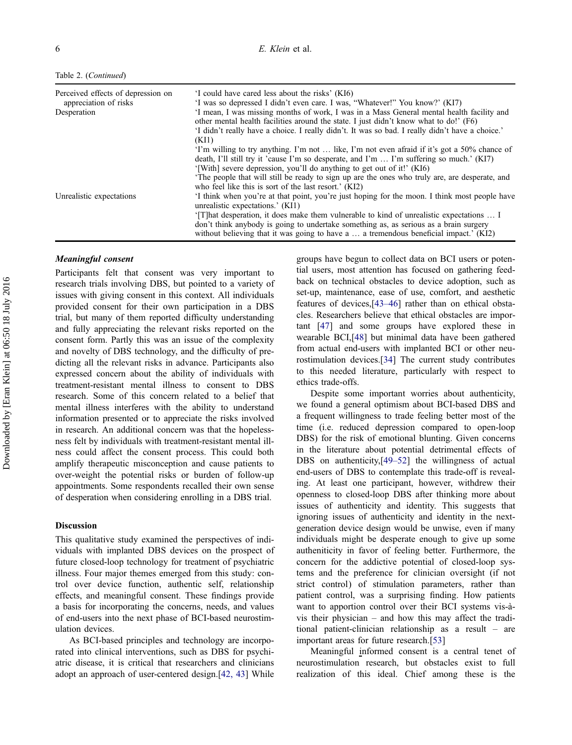Table 2. (*Continued*)

| | |
|---|---|
| Perceived effects of depression on appreciation of risks | 'I could have cared less about the risks' (KI6)<br>'I was so depressed I didn't even care. I was, "Whatever!" You know?' (KI7) |
| Desperation | 'I mean, I was missing months of work, I was in a Mass General mental health facility and other mental health facilities around the state. I just didn't know what to do!' (F6)<br>'I didn't really have a choice. I really didn't. It was so bad. I really didn't have a choice.' (KI1)<br>'I'm willing to try anything. I'm not … like, I'm not even afraid if it's got a 50% chance of death, I'll still try it 'cause I'm so desperate, and I'm … I'm suffering so much.' (KI7)<br>'[With] severe depression, you'll do anything to get out of it!' (KI6)<br>'The people that will still be ready to sign up are the ones who truly are, are desperate, and who feel like this is sort of the last resort.' (KI2) |
| Unrealistic expectations | 'I think when you're at that point, you're just hoping for the moon. I think most people have unrealistic expectations.' (KI1)<br>'[T]hat desperation, it does make them vulnerable to kind of unrealistic expectations … I don't think anybody is going to undertake something as, as serious as a brain surgery without believing that it was going to have a … a tremendous beneficial impact.' (KI2) |

***Meaningful consent***

Participants felt that consent was very important to research trials involving DBS, but pointed to a variety of issues with giving consent in this context. All individuals provided consent for their own participation in a DBS trial, but many of them reported difficulty understanding and fully appreciating the relevant risks reported on the consent form. Partly this was an issue of the complexity and novelty of DBS technology, and the difficulty of predicting all the relevant risks in advance. Participants also expressed concern about the ability of individuals with treatment-resistant mental illness to consent to DBS research. Some of this concern related to a belief that mental illness interferes with the ability to understand information presented or to appreciate the risks involved in research. An additional concern was that the hopelessness felt by individuals with treatment-resistant mental illness could affect the consent process. This could both amplify therapeutic misconception and cause patients to over-weight the potential risks or burden of follow-up appointments. Some respondents recalled their own sense of desperation when considering enrolling in a DBS trial.

## Discussion

This qualitative study examined the perspectives of individuals with implanted DBS devices on the prospect of future closed-loop technology for treatment of psychiatric illness. Four major themes emerged from this study: control over device function, authentic self, relationship effects, and meaningful consent. These findings provide a basis for incorporating the concerns, needs, and values of end-users into the next phase of BCI-based neurostimulation devices.

As BCI-based principles and technology are incorporated into clinical interventions, such as DBS for psychiatric disease, it is critical that researchers and clinicians adopt an approach of user-centered design.[42, 43] While groups have begun to collect data on BCI users or potential users, most attention has focused on gathering feedback on technical obstacles to device adoption, such as set-up, maintenance, ease of use, comfort, and aesthetic features of devices,[43–46] rather than on ethical obstacles. Researchers believe that ethical obstacles are important [47] and some groups have explored these in wearable BCI,[48] but minimal data have been gathered from actual end-users with implanted BCI or other neurostimulation devices.[34] The current study contributes to this needed literature, particularly with respect to ethics trade-offs.

Despite some important worries about authenticity, we found a general optimism about BCI-based DBS and a frequent willingness to trade feeling better most of the time (i.e. reduced depression compared to open-loop DBS) for the risk of emotional blunting. Given concerns in the literature about potential detrimental effects of DBS on authenticity,[49–52] the willingness of actual end-users of DBS to contemplate this trade-off is revealing. At least one participant, however, withdrew their openness to closed-loop DBS after thinking more about issues of authenticity and identity. This suggests that ignoring issues of authenticity and identity in the next-generation device design would be unwise, even if many individuals might be desperate enough to give up some authenicitity in favor of feeling better. Furthermore, the concern for the addictive potential of closed-loop systems and the preference for clinician oversight (if not strict control) of stimulation parameters, rather than patient control, was a surprising finding. How patients want to apportion control over their BCI systems vis-à-vis their physician – and how this may affect the traditional patient-clinician relationship as a result – are important areas for future research.[53]

Meaningful informed consent is a central tenet of neurostimulation research, but obstacles exist to full realization of this ideal. Chief among these is the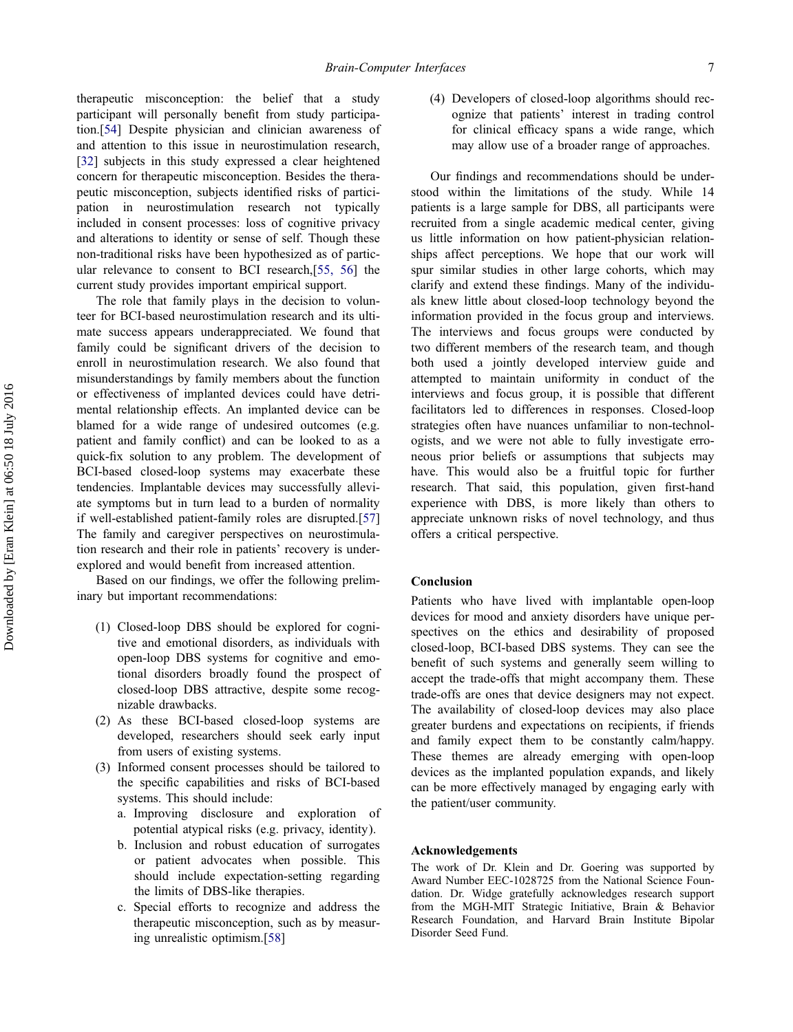therapeutic misconception: the belief that a study participant will personally benefit from study participation.[54] Despite physician and clinician awareness of and attention to this issue in neurostimulation research, [32] subjects in this study expressed a clear heightened concern for therapeutic misconception. Besides the therapeutic misconception, subjects identified risks of participation in neurostimulation research not typically included in consent processes: loss of cognitive privacy and alterations to identity or sense of self. Though these non-traditional risks have been hypothesized as of particular relevance to consent to BCI research,[55, 56] the current study provides important empirical support.

The role that family plays in the decision to volunteer for BCI-based neurostimulation research and its ultimate success appears underappreciated. We found that family could be significant drivers of the decision to enroll in neurostimulation research. We also found that misunderstandings by family members about the function or effectiveness of implanted devices could have detrimental relationship effects. An implanted device can be blamed for a wide range of undesired outcomes (e.g. patient and family conflict) and can be looked to as a quick-fix solution to any problem. The development of BCI-based closed-loop systems may exacerbate these tendencies. Implantable devices may successfully alleviate symptoms but in turn lead to a burden of normality if well-established patient-family roles are disrupted.[57] The family and caregiver perspectives on neurostimulation research and their role in patients' recovery is underexplored and would benefit from increased attention.

Based on our findings, we offer the following preliminary but important recommendations:

(1) Closed-loop DBS should be explored for cognitive and emotional disorders, as individuals with open-loop DBS systems for cognitive and emotional disorders broadly found the prospect of closed-loop DBS attractive, despite some recognizable drawbacks.
(2) As these BCI-based closed-loop systems are developed, researchers should seek early input from users of existing systems.
(3) Informed consent processes should be tailored to the specific capabilities and risks of BCI-based systems. This should include:
   a. Improving disclosure and exploration of potential atypical risks (e.g. privacy, identity).
   b. Inclusion and robust education of surrogates or patient advocates when possible. This should include expectation-setting regarding the limits of DBS-like therapies.
   c. Special efforts to recognize and address the therapeutic misconception, such as by measuring unrealistic optimism.[58]
(4) Developers of closed-loop algorithms should recognize that patients' interest in trading control for clinical efficacy spans a wide range, which may allow use of a broader range of approaches.

Our findings and recommendations should be understood within the limitations of the study. While 14 patients is a large sample for DBS, all participants were recruited from a single academic medical center, giving us little information on how patient-physician relationships affect perceptions. We hope that our work will spur similar studies in other large cohorts, which may clarify and extend these findings. Many of the individuals knew little about closed-loop technology beyond the information provided in the focus group and interviews. The interviews and focus groups were conducted by two different members of the research team, and though both used a jointly developed interview guide and attempted to maintain uniformity in conduct of the interviews and focus group, it is possible that different facilitators led to differences in responses. Closed-loop strategies often have nuances unfamiliar to non-technologists, and we were not able to fully investigate erroneous prior beliefs or assumptions that subjects may have. This would also be a fruitful topic for further research. That said, this population, given first-hand experience with DBS, is more likely than others to appreciate unknown risks of novel technology, and thus offers a critical perspective.

## Conclusion

Patients who have lived with implantable open-loop devices for mood and anxiety disorders have unique perspectives on the ethics and desirability of proposed closed-loop, BCI-based DBS systems. They can see the benefit of such systems and generally seem willing to accept the trade-offs that might accompany them. These trade-offs are ones that device designers may not expect. The availability of closed-loop devices may also place greater burdens and expectations on recipients, if friends and family expect them to be constantly calm/happy. These themes are already emerging with open-loop devices as the implanted population expands, and likely can be more effectively managed by engaging early with the patient/user community.

## Acknowledgements

The work of Dr. Klein and Dr. Goering was supported by Award Number EEC-1028725 from the National Science Foundation. Dr. Widge gratefully acknowledges research support from the MGH-MIT Strategic Initiative, Brain & Behavior Research Foundation, and Harvard Brain Institute Bipolar Disorder Seed Fund.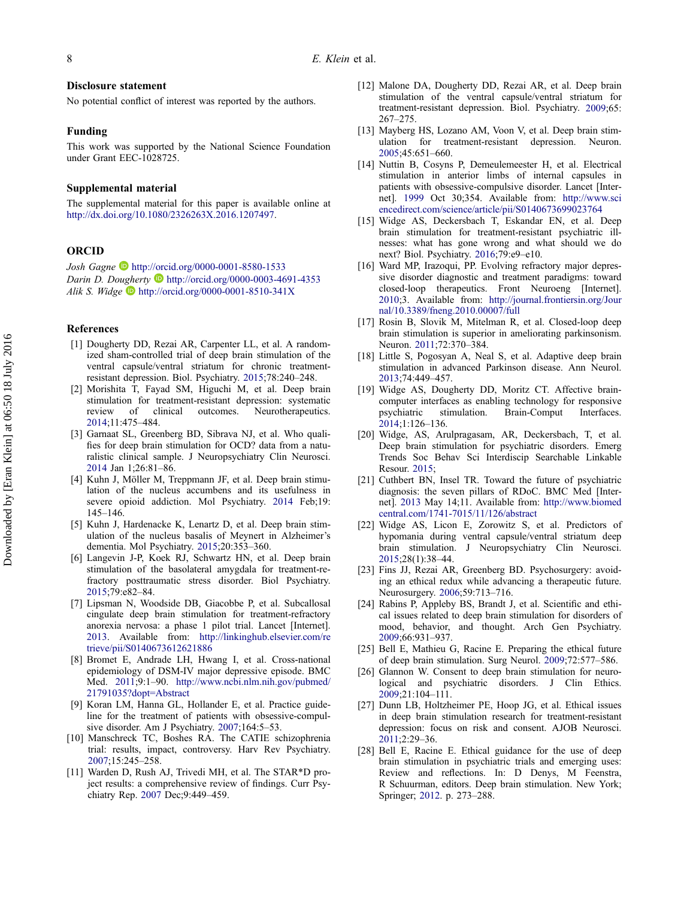## Disclosure statement

No potential conflict of interest was reported by the authors.

## Funding

This work was supported by the National Science Foundation under Grant EEC-1028725.

## Supplemental material

The supplemental material for this paper is available online at http://dx.doi.org/10.1080/2326263X.2016.1207497.

## ORCID

*Josh Gagne* http://orcid.org/0000-0001-8580-1533
*Darin D. Dougherty* http://orcid.org/0000-0003-4691-4353
*Alik S. Widge* http://orcid.org/0000-0001-8510-341X

## References

[1] Dougherty DD, Rezai AR, Carpenter LL, et al. A randomized sham-controlled trial of deep brain stimulation of the ventral capsule/ventral striatum for chronic treatment-resistant depression. Biol. Psychiatry. 2015;78:240–248.

[2] Morishita T, Fayad SM, Higuchi M, et al. Deep brain stimulation for treatment-resistant depression: systematic review of clinical outcomes. Neurotherapeutics. 2014;11:475–484.

[3] Garnaat SL, Greenberg BD, Sibrava NJ, et al. Who qualifies for deep brain stimulation for OCD? data from a naturalistic clinical sample. J Neuropsychiatry Clin Neurosci. 2014 Jan 1;26:81–86.

[4] Kuhn J, Möller M, Treppmann JF, et al. Deep brain stimulation of the nucleus accumbens and its usefulness in severe opioid addiction. Mol Psychiatry. 2014 Feb;19:145–146.

[5] Kuhn J, Hardenacke K, Lenartz D, et al. Deep brain stimulation of the nucleus basalis of Meynert in Alzheimer's dementia. Mol Psychiatry. 2015;20:353–360.

[6] Langevin J-P, Koek RJ, Schwartz HN, et al. Deep brain stimulation of the basolateral amygdala for treatment-refractory posttraumatic stress disorder. Biol Psychiatry. 2015;79:e82–84.

[7] Lipsman N, Woodside DB, Giacobbe P, et al. Subcallosal cingulate deep brain stimulation for treatment-refractory anorexia nervosa: a phase 1 pilot trial. Lancet [Internet]. 2013. Available from: http://linkinghub.elsevier.com/retrieve/pii/S0140673612621886

[8] Bromet E, Andrade LH, Hwang I, et al. Cross-national epidemiology of DSM-IV major depressive episode. BMC Med. 2011;9:1–90. http://www.ncbi.nlm.nih.gov/pubmed/21791035?dopt=Abstract

[9] Koran LM, Hanna GL, Hollander E, et al. Practice guideline for the treatment of patients with obsessive-compulsive disorder. Am J Psychiatry. 2007;164:5–53.

[10] Manschreck TC, Boshes RA. The CATIE schizophrenia trial: results, impact, controversy. Harv Rev Psychiatry. 2007;15:245–258.

[11] Warden D, Rush AJ, Trivedi MH, et al. The STAR*D project results: a comprehensive review of findings. Curr Psychiatry Rep. 2007 Dec;9:449–459.

[12] Malone DA, Dougherty DD, Rezai AR, et al. Deep brain stimulation of the ventral capsule/ventral striatum for treatment-resistant depression. Biol. Psychiatry. 2009;65:267–275.

[13] Mayberg HS, Lozano AM, Voon V, et al. Deep brain stimulation for treatment-resistant depression. Neuron. 2005;45:651–660.

[14] Nuttin B, Cosyns P, Demeulemeester H, et al. Electrical stimulation in anterior limbs of internal capsules in patients with obsessive-compulsive disorder. Lancet [Internet]. 1999 Oct 30;354. Available from: http://www.sciencedirect.com/science/article/pii/S0140673699023764

[15] Widge AS, Deckersbach T, Eskandar EN, et al. Deep brain stimulation for treatment-resistant psychiatric illnesses: what has gone wrong and what should we do next? Biol. Psychiatry. 2016;79:e9–e10.

[16] Ward MP, Irazoqui, PP. Evolving refractory major depressive disorder diagnostic and treatment paradigms: toward closed-loop therapeutics. Front Neuroeng [Internet]. 2010;3. Available from: http://journal.frontiersin.org/Journal/10.3389/fneng.2010.00007/full

[17] Rosin B, Slovik M, Mitelman R, et al. Closed-loop deep brain stimulation is superior in ameliorating parkinsonism. Neuron. 2011;72:370–384.

[18] Little S, Pogosyan A, Neal S, et al. Adaptive deep brain stimulation in advanced Parkinson disease. Ann Neurol. 2013;74:449–457.

[19] Widge AS, Dougherty DD, Moritz CT. Affective brain-computer interfaces as enabling technology for responsive psychiatric stimulation. Brain-Comput Interfaces. 2014;1:126–136.

[20] Widge, AS, Arulpragasam, AR, Deckersbach, T, et al. Deep brain stimulation for psychiatric disorders. Emerg Trends Soc Behav Sci Interdiscip Searchable Linkable Resour. 2015;

[21] Cuthbert BN, Insel TR. Toward the future of psychiatric diagnosis: the seven pillars of RDoC. BMC Med [Internet]. 2013 May 14;11. Available from: http://www.biomedcentral.com/1741-7015/11/126/abstract

[22] Widge AS, Licon E, Zorowitz S, et al. Predictors of hypomania during ventral capsule/ventral striatum deep brain stimulation. J Neuropsychiatry Clin Neurosci. 2015;28(1):38–44.

[23] Fins JJ, Rezai AR, Greenberg BD. Psychosurgery: avoiding an ethical redux while advancing a therapeutic future. Neurosurgery. 2006;59:713–716.

[24] Rabins P, Appleby BS, Brandt J, et al. Scientific and ethical issues related to deep brain stimulation for disorders of mood, behavior, and thought. Arch Gen Psychiatry. 2009;66:931–937.

[25] Bell E, Mathieu G, Racine E. Preparing the ethical future of deep brain stimulation. Surg Neurol. 2009;72:577–586.

[26] Glannon W. Consent to deep brain stimulation for neurological and psychiatric disorders. J Clin Ethics. 2009;21:104–111.

[27] Dunn LB, Holtzheimer PE, Hoop JG, et al. Ethical issues in deep brain stimulation research for treatment-resistant depression: focus on risk and consent. AJOB Neurosci. 2011;2:29–36.

[28] Bell E, Racine E. Ethical guidance for the use of deep brain stimulation in psychiatric trials and emerging uses: Review and reflections. In: D Denys, M Feenstra, R Schuurman, editors. Deep brain stimulation. New York; Springer; 2012. p. 273–288.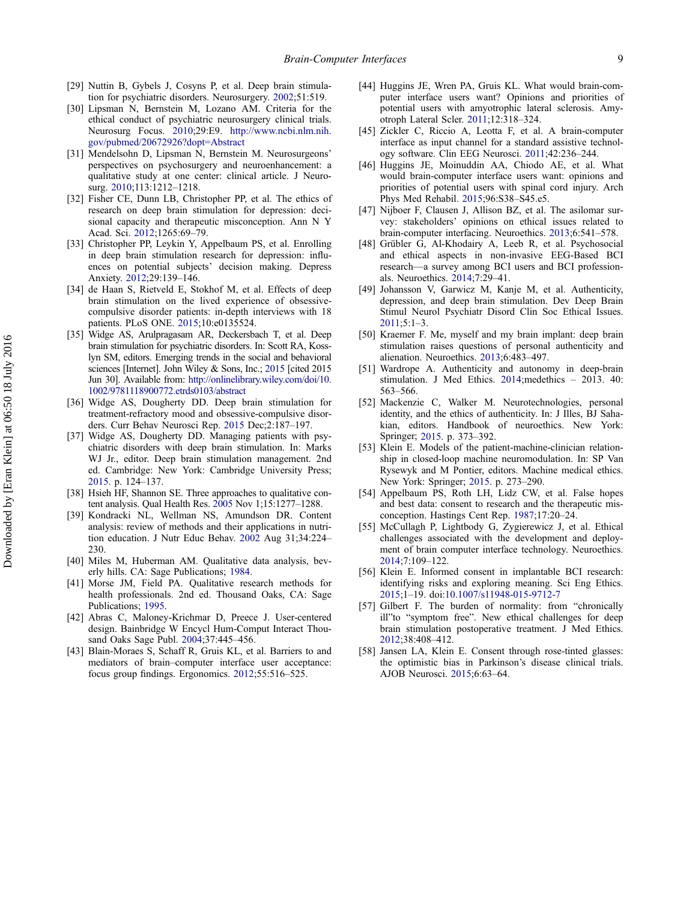[29] Nuttin B, Gybels J, Cosyns P, et al. Deep brain stimulation for psychiatric disorders. Neurosurgery. 2002;51:519.

[30] Lipsman N, Bernstein M, Lozano AM. Criteria for the ethical conduct of psychiatric neurosurgery clinical trials. Neurosurg Focus. 2010;29:E9. http://www.ncbi.nlm.nih.gov/pubmed/20672926?dopt=Abstract

[31] Mendelsohn D, Lipsman N, Bernstein M. Neurosurgeons' perspectives on psychosurgery and neuroenhancement: a qualitative study at one center: clinical article. J Neurosurg. 2010;113:1212–1218.

[32] Fisher CE, Dunn LB, Christopher PP, et al. The ethics of research on deep brain stimulation for depression: decisional capacity and therapeutic misconception. Ann N Y Acad. Sci. 2012;1265:69–79.

[33] Christopher PP, Leykin Y, Appelbaum PS, et al. Enrolling in deep brain stimulation research for depression: influences on potential subjects' decision making. Depress Anxiety. 2012;29:139–146.

[34] de Haan S, Rietveld E, Stokhof M, et al. Effects of deep brain stimulation on the lived experience of obsessive-compulsive disorder patients: in-depth interviews with 18 patients. PLoS ONE. 2015;10:e0135524.

[35] Widge AS, Arulpragasam AR, Deckersbach T, et al. Deep brain stimulation for psychiatric disorders. In: Scott RA, Kosslyn SM, editors. Emerging trends in the social and behavioral sciences [Internet]. John Wiley & Sons, Inc.; 2015 [cited 2015 Jun 30]. Available from: http://onlinelibrary.wiley.com/doi/10.1002/9781118900772.etrds0103/abstract

[36] Widge AS, Dougherty DD. Deep brain stimulation for treatment-refractory mood and obsessive-compulsive disorders. Curr Behav Neurosci Rep. 2015 Dec;2:187–197.

[37] Widge AS, Dougherty DD. Managing patients with psychiatric disorders with deep brain stimulation. In: Marks WJ Jr., editor. Deep brain stimulation management. 2nd ed. Cambridge: New York: Cambridge University Press; 2015. p. 124–137.

[38] Hsieh HF, Shannon SE. Three approaches to qualitative content analysis. Qual Health Res. 2005 Nov 1;15:1277–1288.

[39] Kondracki NL, Wellman NS, Amundson DR. Content analysis: review of methods and their applications in nutrition education. J Nutr Educ Behav. 2002 Aug 31;34:224–230.

[40] Miles M, Huberman AM. Qualitative data analysis, beverly hills. CA: Sage Publications; 1984.

[41] Morse JM, Field PA. Qualitative research methods for health professionals. 2nd ed. Thousand Oaks, CA: Sage Publications; 1995.

[42] Abras C, Maloney-Krichmar D, Preece J. User-centered design. Bainbridge W Encycl Hum-Comput Interact Thousand Oaks Sage Publ. 2004;37:445–456.

[43] Blain-Moraes S, Schaff R, Gruis KL, et al. Barriers to and mediators of brain–computer interface user acceptance: focus group findings. Ergonomics. 2012;55:516–525.

[44] Huggins JE, Wren PA, Gruis KL. What would brain-computer interface users want? Opinions and priorities of potential users with amyotrophic lateral sclerosis. Amyotroph Lateral Scler. 2011;12:318–324.

[45] Zickler C, Riccio A, Leotta F, et al. A brain-computer interface as input channel for a standard assistive technology software. Clin EEG Neurosci. 2011;42:236–244.

[46] Huggins JE, Moinuddin AA, Chiodo AE, et al. What would brain-computer interface users want: opinions and priorities of potential users with spinal cord injury. Arch Phys Med Rehabil. 2015;96:S38–S45.e5.

[47] Nijboer F, Clausen J, Allison BZ, et al. The asilomar survey: stakeholders' opinions on ethical issues related to brain-computer interfacing. Neuroethics. 2013;6:541–578.

[48] Grübler G, Al-Khodairy A, Leeb R, et al. Psychosocial and ethical aspects in non-invasive EEG-Based BCI research—a survey among BCI users and BCI professionals. Neuroethics. 2014;7:29–41.

[49] Johansson V, Garwicz M, Kanje M, et al. Authenticity, depression, and deep brain stimulation. Dev Deep Brain Stimul Neurol Psychiatr Disord Clin Soc Ethical Issues. 2011;5:1–3.

[50] Kraemer F. Me, myself and my brain implant: deep brain stimulation raises questions of personal authenticity and alienation. Neuroethics. 2013;6:483–497.

[51] Wardrope A. Authenticity and autonomy in deep-brain stimulation. J Med Ethics. 2014;medethics – 2013. 40: 563–566.

[52] Mackenzie C, Walker M. Neurotechnologies, personal identity, and the ethics of authenticity. In: J Illes, BJ Sahakian, editors. Handbook of neuroethics. New York: Springer; 2015. p. 373–392.

[53] Klein E. Models of the patient-machine-clinician relationship in closed-loop machine neuromodulation. In: SP Van Rysewyk and M Pontier, editors. Machine medical ethics. New York: Springer; 2015. p. 273–290.

[54] Appelbaum PS, Roth LH, Lidz CW, et al. False hopes and best data: consent to research and the therapeutic misconception. Hastings Cent Rep. 1987;17:20–24.

[55] McCullagh P, Lightbody G, Zygierewicz J, et al. Ethical challenges associated with the development and deployment of brain computer interface technology. Neuroethics. 2014;7:109–122.

[56] Klein E. Informed consent in implantable BCI research: identifying risks and exploring meaning. Sci Eng Ethics. 2015;1–19. doi:10.1007/s11948-015-9712-7

[57] Gilbert F. The burden of normality: from "chronically ill"to "symptom free". New ethical challenges for deep brain stimulation postoperative treatment. J Med Ethics. 2012;38:408–412.

[58] Jansen LA, Klein E. Consent through rose-tinted glasses: the optimistic bias in Parkinson's disease clinical trials. AJOB Neurosci. 2015;6:63–64.